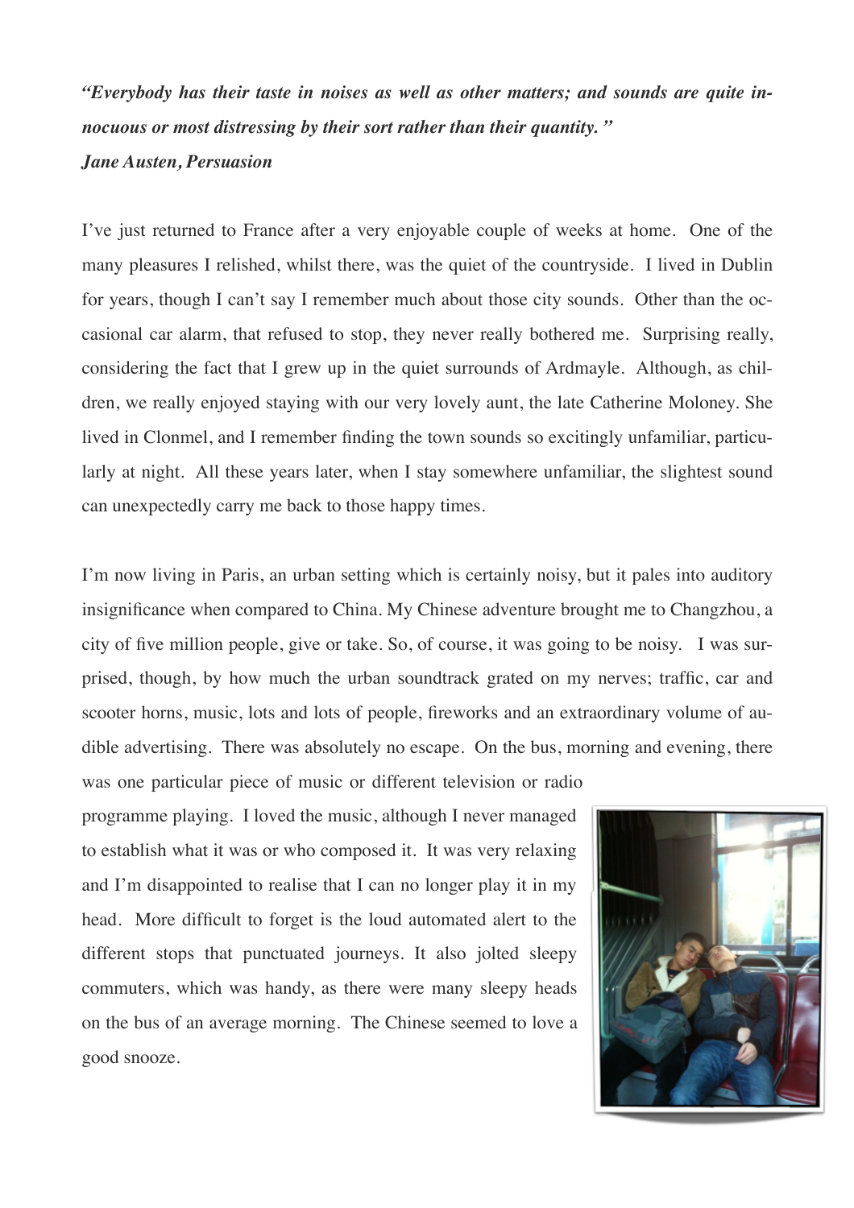*"Everybody has their taste in noises as well as other matters; and sounds are quite innocuous or most distressing by their sort rather than their quantity."*
***Jane Austen, Persuasion***

I've just returned to France after a very enjoyable couple of weeks at home. One of the many pleasures I relished, whilst there, was the quiet of the countryside. I lived in Dublin for years, though I can't say I remember much about those city sounds. Other than the occasional car alarm, that refused to stop, they never really bothered me. Surprising really, considering the fact that I grew up in the quiet surrounds of Ardmayle. Although, as children, we really enjoyed staying with our very lovely aunt, the late Catherine Moloney. She lived in Clonmel, and I remember finding the town sounds so excitingly unfamiliar, particularly at night. All these years later, when I stay somewhere unfamiliar, the slightest sound can unexpectedly carry me back to those happy times.

I'm now living in Paris, an urban setting which is certainly noisy, but it pales into auditory insignificance when compared to China. My Chinese adventure brought me to Changzhou, a city of five million people, give or take. So, of course, it was going to be noisy. I was surprised, though, by how much the urban soundtrack grated on my nerves; traffic, car and scooter horns, music, lots and lots of people, fireworks and an extraordinary volume of audible advertising. There was absolutely no escape. On the bus, morning and evening, there was one particular piece of music or different television or radio programme playing. I loved the music, although I never managed to establish what it was or who composed it. It was very relaxing and I'm disappointed to realise that I can no longer play it in my head. More difficult to forget is the loud automated alert to the different stops that punctuated journeys. It also jolted sleepy commuters, which was handy, as there were many sleepy heads on the bus of an average morning. The Chinese seemed to love a good snooze.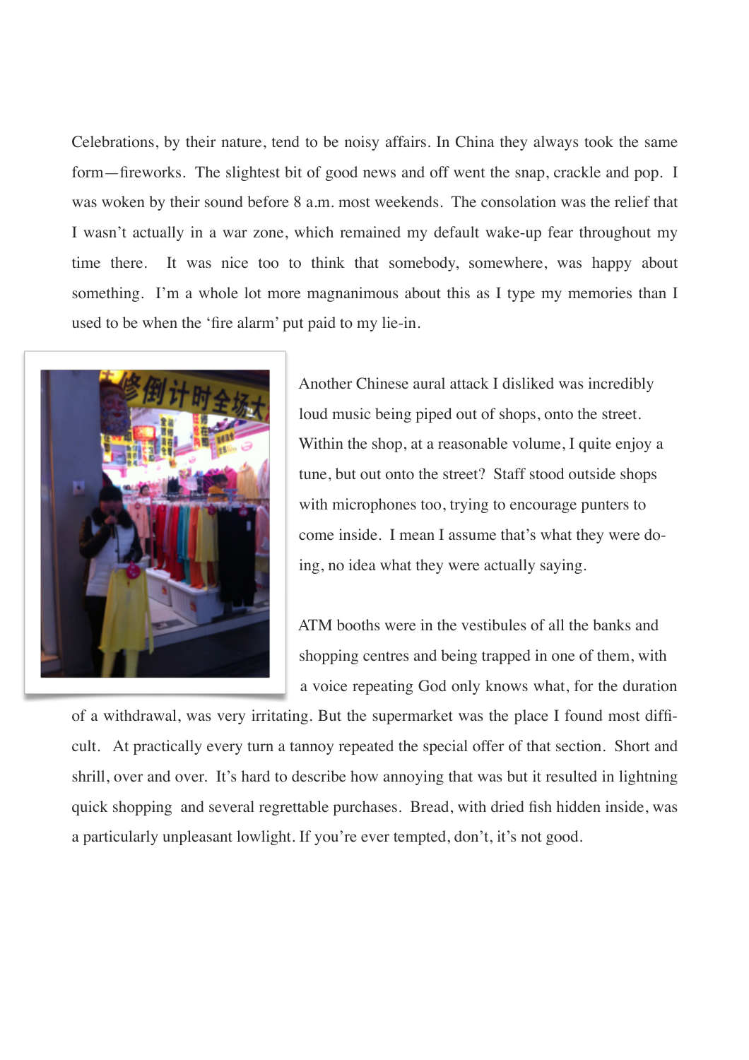Celebrations, by their nature, tend to be noisy affairs. In China they always took the same form—fireworks. The slightest bit of good news and off went the snap, crackle and pop. I was woken by their sound before 8 a.m. most weekends. The consolation was the relief that I wasn't actually in a war zone, which remained my default wake-up fear throughout my time there. It was nice too to think that somebody, somewhere, was happy about something. I'm a whole lot more magnanimous about this as I type my memories than I used to be when the 'fire alarm' put paid to my lie-in.

Another Chinese aural attack I disliked was incredibly loud music being piped out of shops, onto the street. Within the shop, at a reasonable volume, I quite enjoy a tune, but out onto the street? Staff stood outside shops with microphones too, trying to encourage punters to come inside. I mean I assume that's what they were doing, no idea what they were actually saying.

ATM booths were in the vestibules of all the banks and shopping centres and being trapped in one of them, with a voice repeating God only knows what, for the duration of a withdrawal, was very irritating. But the supermarket was the place I found most difficult. At practically every turn a tannoy repeated the special offer of that section. Short and shrill, over and over. It's hard to describe how annoying that was but it resulted in lightning quick shopping and several regrettable purchases. Bread, with dried fish hidden inside, was a particularly unpleasant lowlight. If you're ever tempted, don't, it's not good.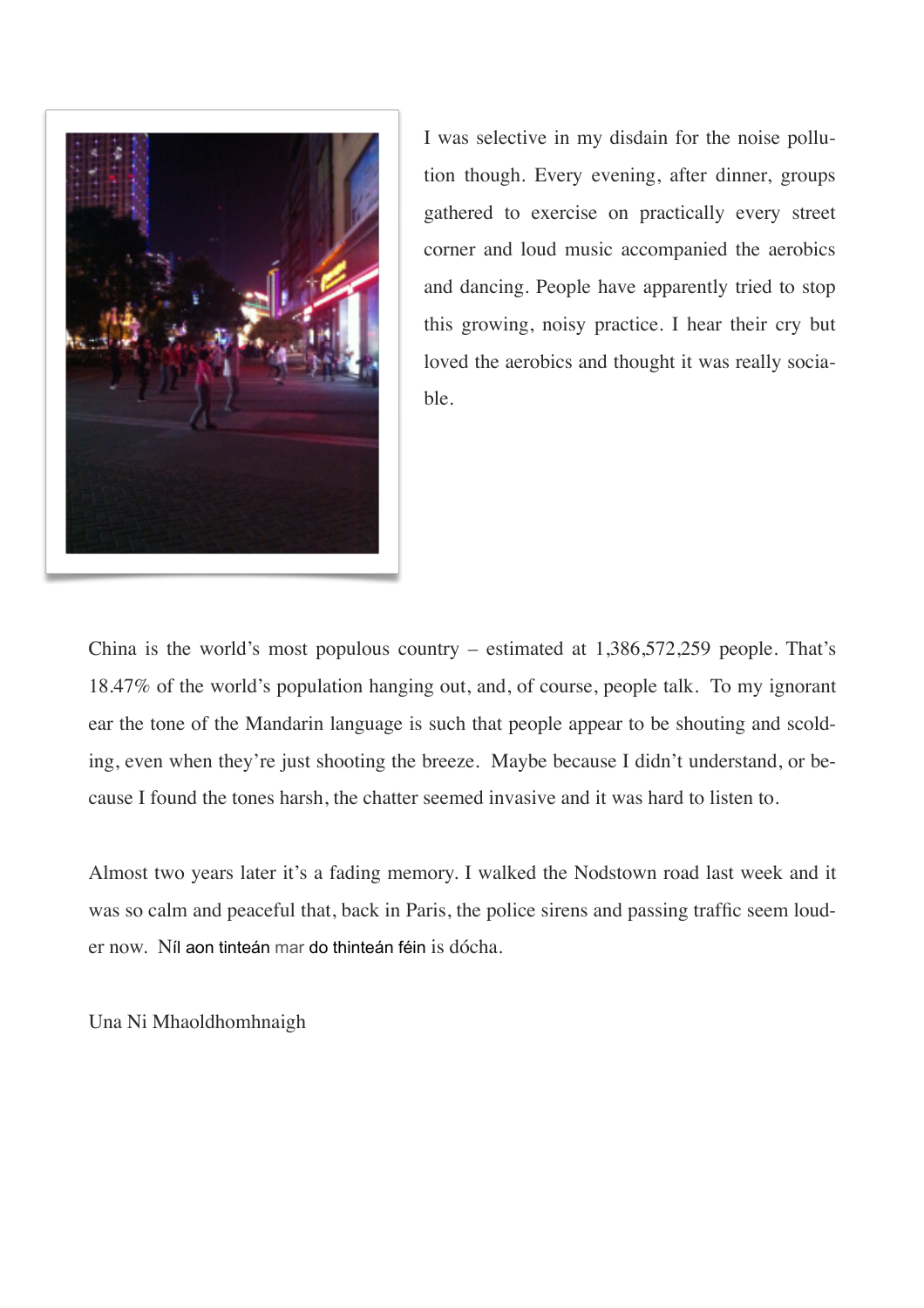I was selective in my disdain for the noise pollution though. Every evening, after dinner, groups gathered to exercise on practically every street corner and loud music accompanied the aerobics and dancing. People have apparently tried to stop this growing, noisy practice. I hear their cry but loved the aerobics and thought it was really sociable.

China is the world's most populous country – estimated at 1,386,572,259 people. That's 18.47% of the world's population hanging out, and, of course, people talk. To my ignorant ear the tone of the Mandarin language is such that people appear to be shouting and scolding, even when they're just shooting the breeze. Maybe because I didn't understand, or because I found the tones harsh, the chatter seemed invasive and it was hard to listen to.

Almost two years later it's a fading memory. I walked the Nodstown road last week and it was so calm and peaceful that, back in Paris, the police sirens and passing traffic seem louder now. Níl aon tinteán mar do thinteán féin is dócha.

Una Ni Mhaoldhomhnaigh